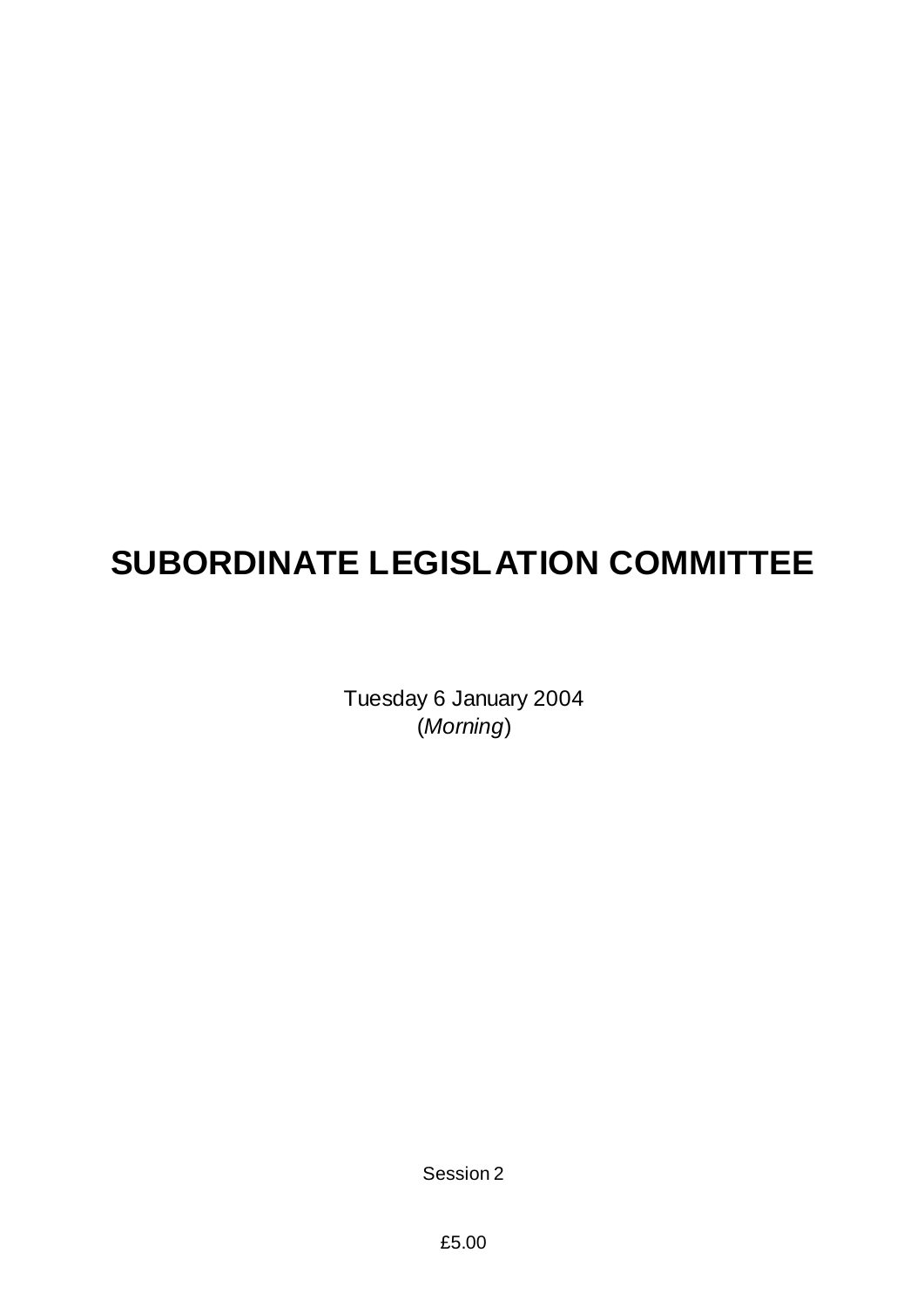# SUBORDINATE LEGISLATION COMMITTEE

Tuesday 6 January 2004
(*Morning*)

Session 2

£5.00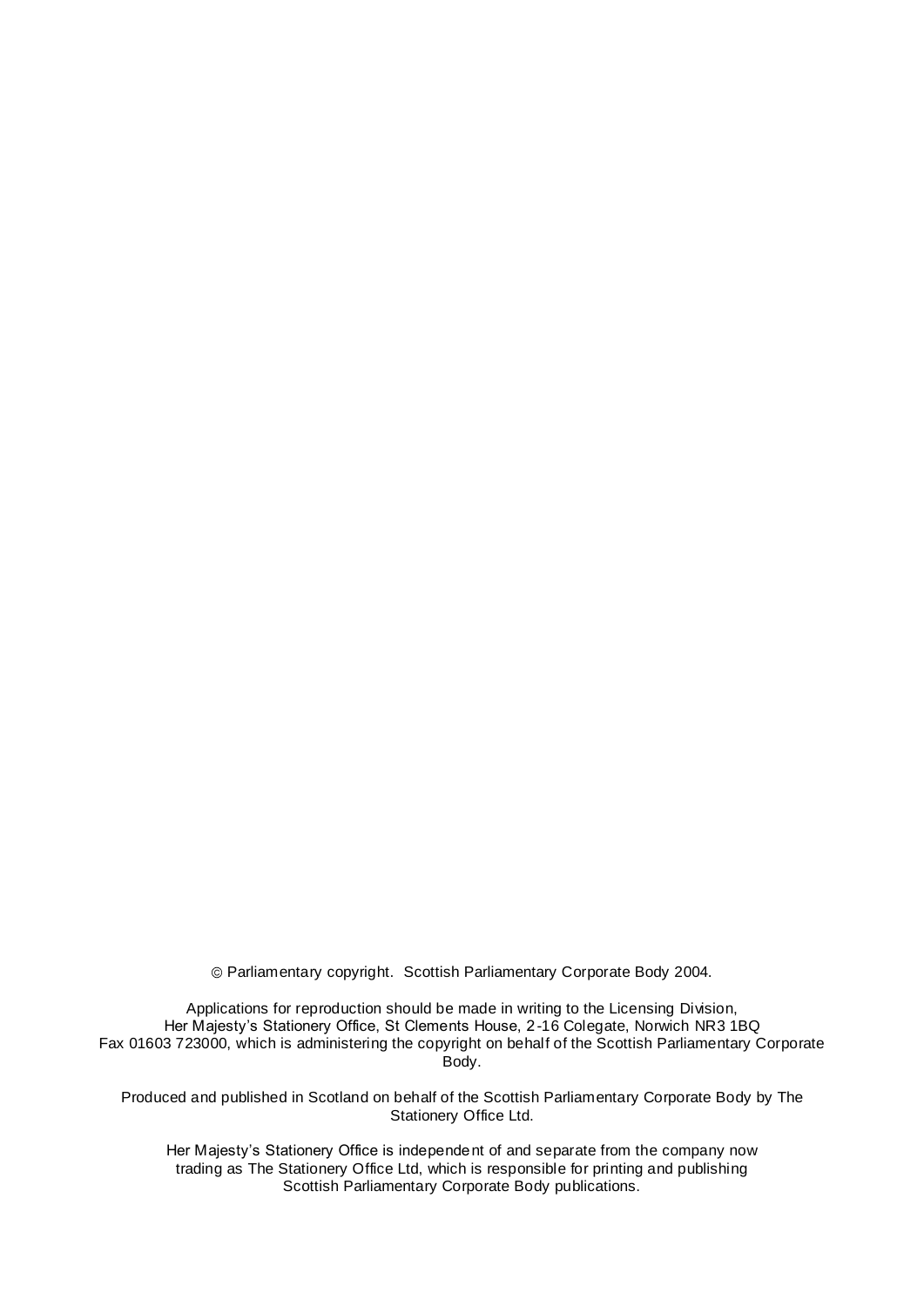© Parliamentary copyright. Scottish Parliamentary Corporate Body 2004.

Applications for reproduction should be made in writing to the Licensing Division, Her Majesty's Stationery Office, St Clements House, 2-16 Colegate, Norwich NR3 1BQ Fax 01603 723000, which is administering the copyright on behalf of the Scottish Parliamentary Corporate Body.

Produced and published in Scotland on behalf of the Scottish Parliamentary Corporate Body by The Stationery Office Ltd.

Her Majesty's Stationery Office is independent of and separate from the company now trading as The Stationery Office Ltd, which is responsible for printing and publishing Scottish Parliamentary Corporate Body publications.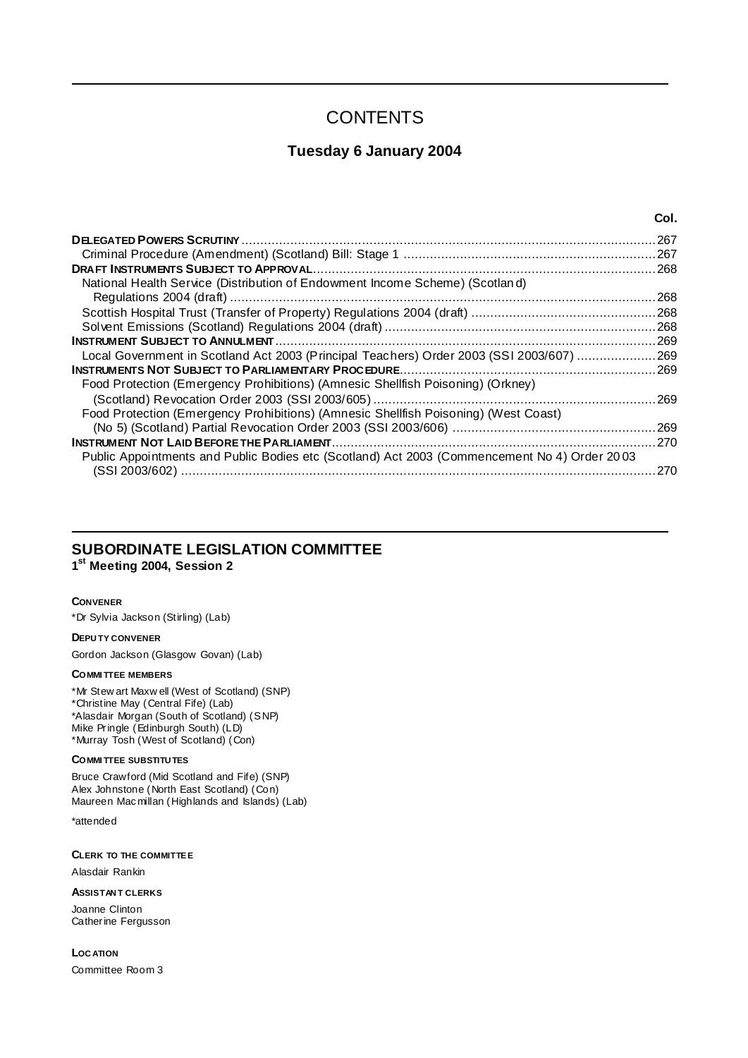# CONTENTS

## Tuesday 6 January 2004

| | Col. |
|---|---|
| **DELEGATED POWERS SCRUTINY** | 267 |
| Criminal Procedure (Amendment) (Scotland) Bill: Stage 1 | 267 |
| **DRAFT INSTRUMENTS SUBJECT TO APPROVAL** | 268 |
| National Health Service (Distribution of Endowment Income Scheme) (Scotland) Regulations 2004 (draft) | 268 |
| Scottish Hospital Trust (Transfer of Property) Regulations 2004 (draft) | 268 |
| Solvent Emissions (Scotland) Regulations 2004 (draft) | 268 |
| **INSTRUMENT SUBJECT TO ANNULMENT** | 269 |
| Local Government in Scotland Act 2003 (Principal Teachers) Order 2003 (SSI 2003/607) | 269 |
| **INSTRUMENTS NOT SUBJECT TO PARLIAMENTARY PROCEDURE** | 269 |
| Food Protection (Emergency Prohibitions) (Amnesic Shellfish Poisoning) (Orkney) (Scotland) Revocation Order 2003 (SSI 2003/605) | 269 |
| Food Protection (Emergency Prohibitions) (Amnesic Shellfish Poisoning) (West Coast) (No 5) (Scotland) Partial Revocation Order 2003 (SSI 2003/606) | 269 |
| **INSTRUMENT NOT LAID BEFORE THE PARLIAMENT** | 270 |
| Public Appointments and Public Bodies etc (Scotland) Act 2003 (Commencement No 4) Order 2003 (SSI 2003/602) | 270 |

## SUBORDINATE LEGISLATION COMMITTEE
**1st Meeting 2004, Session 2**

**CONVENER**

*Dr Sylvia Jackson (Stirling) (Lab)

**DEPUTY CONVENER**

Gordon Jackson (Glasgow Govan) (Lab)

**COMMITTEE MEMBERS**

*Mr Stewart Maxwell (West of Scotland) (SNP)
*Christine May (Central Fife) (Lab)
*Alasdair Morgan (South of Scotland) (SNP)
Mike Pringle (Edinburgh South) (LD)
*Murray Tosh (West of Scotland) (Con)

**COMMITTEE SUBSTITUTES**

Bruce Crawford (Mid Scotland and Fife) (SNP)
Alex Johnstone (North East Scotland) (Con)
Maureen Macmillan (Highlands and Islands) (Lab)

*attended

**CLERK TO THE COMMITTEE**

Alasdair Rankin

**ASSISTANT CLERKS**

Joanne Clinton
Catherine Fergusson

**LOCATION**

Committee Room 3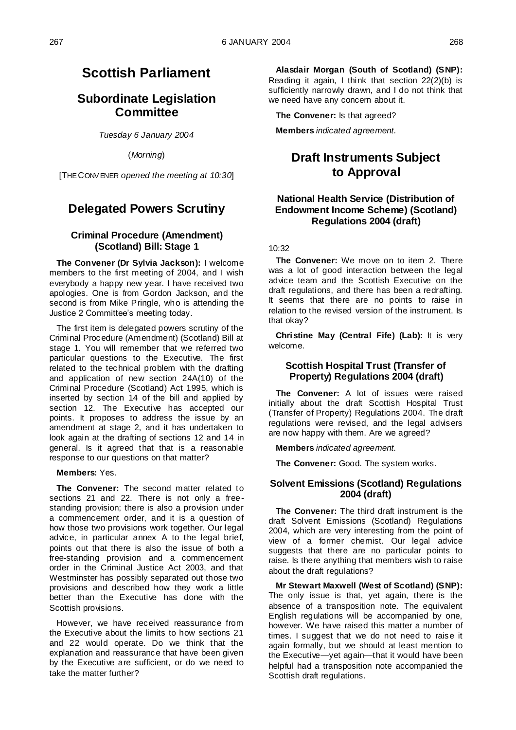# Scottish Parliament

## Subordinate Legislation Committee

*Tuesday 6 January 2004*

(*Morning*)

[THE CONVENER *opened the meeting at 10:30*]

## Delegated Powers Scrutiny

### Criminal Procedure (Amendment) (Scotland) Bill: Stage 1

**The Convener (Dr Sylvia Jackson):** I welcome members to the first meeting of 2004, and I wish everybody a happy new year. I have received two apologies. One is from Gordon Jackson, and the second is from Mike Pringle, who is attending the Justice 2 Committee's meeting today.

The first item is delegated powers scrutiny of the Criminal Procedure (Amendment) (Scotland) Bill at stage 1. You will remember that we referred two particular questions to the Executive. The first related to the technical problem with the drafting and application of new section 24A(10) of the Criminal Procedure (Scotland) Act 1995, which is inserted by section 14 of the bill and applied by section 12. The Executive has accepted our points. It proposes to address the issue by an amendment at stage 2, and it has undertaken to look again at the drafting of sections 12 and 14 in general. Is it agreed that that is a reasonable response to our questions on that matter?

**Members:** Yes.

**The Convener:** The second matter related to sections 21 and 22. There is not only a free-standing provision; there is also a provision under a commencement order, and it is a question of how those two provisions work together. Our legal advice, in particular annex A to the legal brief, points out that there is also the issue of both a free-standing provision and a commencement order in the Criminal Justice Act 2003, and that Westminster has possibly separated out those two provisions and described how they work a little better than the Executive has done with the Scottish provisions.

However, we have received reassurance from the Executive about the limits to how sections 21 and 22 would operate. Do we think that the explanation and reassurance that have been given by the Executive are sufficient, or do we need to take the matter further?

**Alasdair Morgan (South of Scotland) (SNP):** Reading it again, I think that section 22(2)(b) is sufficiently narrowly drawn, and I do not think that we need have any concern about it.

**The Convener:** Is that agreed?

**Members** *indicated agreement.*

## Draft Instruments Subject to Approval

### National Health Service (Distribution of Endowment Income Scheme) (Scotland) Regulations 2004 (draft)

10:32

**The Convener:** We move on to item 2. There was a lot of good interaction between the legal advice team and the Scottish Executive on the draft regulations, and there has been a redrafting. It seems that there are no points to raise in relation to the revised version of the instrument. Is that okay?

**Christine May (Central Fife) (Lab):** It is very welcome.

### Scottish Hospital Trust (Transfer of Property) Regulations 2004 (draft)

**The Convener:** A lot of issues were raised initially about the draft Scottish Hospital Trust (Transfer of Property) Regulations 2004. The draft regulations were revised, and the legal advisers are now happy with them. Are we agreed?

**Members** *indicated agreement.*

**The Convener:** Good. The system works.

### Solvent Emissions (Scotland) Regulations 2004 (draft)

**The Convener:** The third draft instrument is the draft Solvent Emissions (Scotland) Regulations 2004, which are very interesting from the point of view of a former chemist. Our legal advice suggests that there are no particular points to raise. Is there anything that members wish to raise about the draft regulations?

**Mr Stewart Maxwell (West of Scotland) (SNP):** The only issue is that, yet again, there is the absence of a transposition note. The equivalent English regulations will be accompanied by one, however. We have raised this matter a number of times. I suggest that we do not need to raise it again formally, but we should at least mention to the Executive—yet again—that it would have been helpful had a transposition note accompanied the Scottish draft regulations.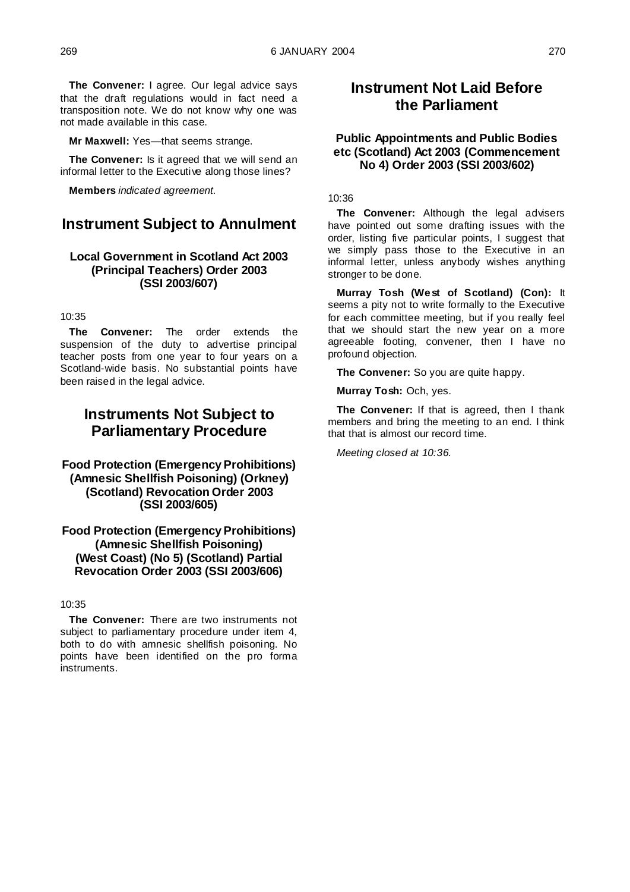**The Convener:** I agree. Our legal advice says that the draft regulations would in fact need a transposition note. We do not know why one was not made available in this case.

**Mr Maxwell:** Yes—that seems strange.

**The Convener:** Is it agreed that we will send an informal letter to the Executive along those lines?

**Members** *indicated agreement.*

## Instrument Subject to Annulment

### Local Government in Scotland Act 2003 (Principal Teachers) Order 2003 (SSI 2003/607)

10:35

**The Convener:** The order extends the suspension of the duty to advertise principal teacher posts from one year to four years on a Scotland-wide basis. No substantial points have been raised in the legal advice.

## Instruments Not Subject to Parliamentary Procedure

### Food Protection (Emergency Prohibitions) (Amnesic Shellfish Poisoning) (Orkney) (Scotland) Revocation Order 2003 (SSI 2003/605)

### Food Protection (Emergency Prohibitions) (Amnesic Shellfish Poisoning) (West Coast) (No 5) (Scotland) Partial Revocation Order 2003 (SSI 2003/606)

10:35

**The Convener:** There are two instruments not subject to parliamentary procedure under item 4, both to do with amnesic shellfish poisoning. No points have been identified on the pro forma instruments.

## Instrument Not Laid Before the Parliament

### Public Appointments and Public Bodies etc (Scotland) Act 2003 (Commencement No 4) Order 2003 (SSI 2003/602)

10:36

**The Convener:** Although the legal advisers have pointed out some drafting issues with the order, listing five particular points, I suggest that we simply pass those to the Executive in an informal letter, unless anybody wishes anything stronger to be done.

**Murray Tosh (West of Scotland) (Con):** It seems a pity not to write formally to the Executive for each committee meeting, but if you really feel that we should start the new year on a more agreeable footing, convener, then I have no profound objection.

**The Convener:** So you are quite happy.

**Murray Tosh:** Och, yes.

**The Convener:** If that is agreed, then I thank members and bring the meeting to an end. I think that that is almost our record time.

*Meeting closed at 10:36.*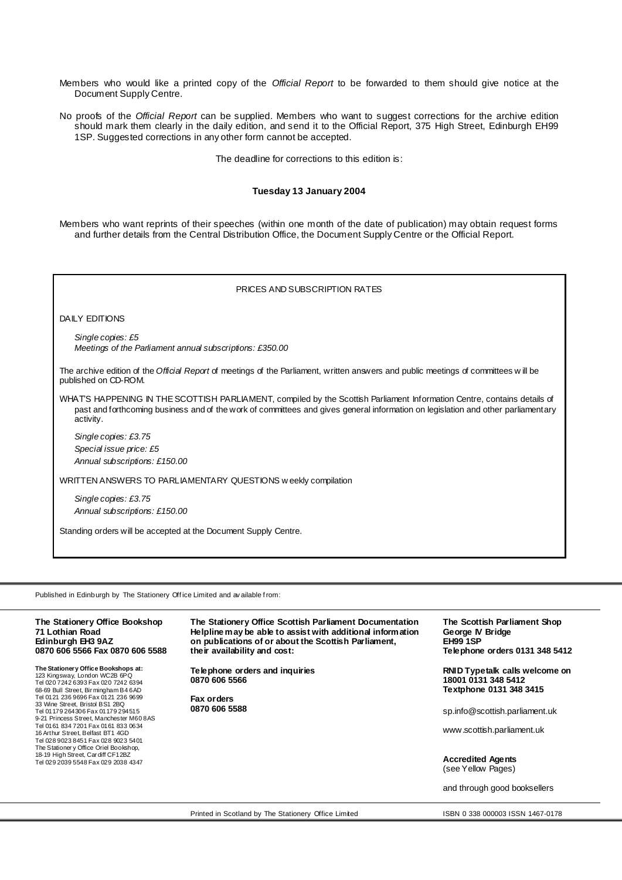Members who would like a printed copy of the *Official Report* to be forwarded to them should give notice at the Document Supply Centre.

No proofs of the *Official Report* can be supplied. Members who want to suggest corrections for the archive edition should mark them clearly in the daily edition, and send it to the Official Report, 375 High Street, Edinburgh EH99 1SP. Suggested corrections in any other form cannot be accepted.

The deadline for corrections to this edition is:

**Tuesday 13 January 2004**

Members who want reprints of their speeches (within one month of the date of publication) may obtain request forms and further details from the Central Distribution Office, the Document Supply Centre or the Official Report.

PRICES AND SUBSCRIPTION RATES

DAILY EDITIONS

*Single copies: £5*
*Meetings of the Parliament annual subscriptions: £350.00*

The archive edition of the *Official Report* of meetings of the Parliament, written answers and public meetings of committees will be published on CD-ROM.

WHAT'S HAPPENING IN THE SCOTTISH PARLIAMENT, compiled by the Scottish Parliament Information Centre, contains details of past and forthcoming business and of the work of committees and gives general information on legislation and other parliamentary activity.

*Single copies: £3.75*
*Special issue price: £5*
*Annual subscriptions: £150.00*

WRITTEN ANSWERS TO PARLIAMENTARY QUESTIONS weekly compilation

*Single copies: £3.75*
*Annual subscriptions: £150.00*

Standing orders will be accepted at the Document Supply Centre.

Published in Edinburgh by The Stationery Office Limited and available from:

**The Stationery Office Bookshop**
**71 Lothian Road**
**Edinburgh EH3 9AZ**
**0870 606 5566 Fax 0870 606 5588**

**The Stationery Office Bookshops at:**
123 Kingsway, London WC2B 6PQ
Tel 020 7242 6393 Fax 020 7242 6394
68-69 Bull Street, Birmingham B4 6AD
Tel 0121 236 9696 Fax 0121 236 9699
33 Wine Street, Bristol BS1 2BQ
Tel 01179 264306 Fax 01179 294515
9-21 Princess Street, Manchester M60 8AS
Tel 0161 834 7201 Fax 0161 833 0634
16 Arthur Street, Belfast BT1 4GD
Tel 028 9023 8451 Fax 028 9023 5401
The Stationery Office Oriel Bookshop,
18-19 High Street, Cardiff CF12BZ
Tel 029 2039 5548 Fax 029 2038 4347

**The Stationery Office Scottish Parliament Documentation Helpline may be able to assist with additional information on publications of or about the Scottish Parliament, their availability and cost:**

**Telephone orders and inquiries**
**0870 606 5566**

**Fax orders**
**0870 606 5588**

**The Scottish Parliament Shop**
**George IV Bridge**
**EH99 1SP**
**Telephone orders 0131 348 5412**

**RNID Typetalk calls welcome on**
**18001 0131 348 5412**
**Textphone 0131 348 3415**

sp.info@scottish.parliament.uk

www.scottish.parliament.uk

**Accredited Agents**
(see Yellow Pages)

and through good booksellers

Printed in Scotland by The Stationery Office Limited

ISBN 0 338 000003 ISSN 1467-0178